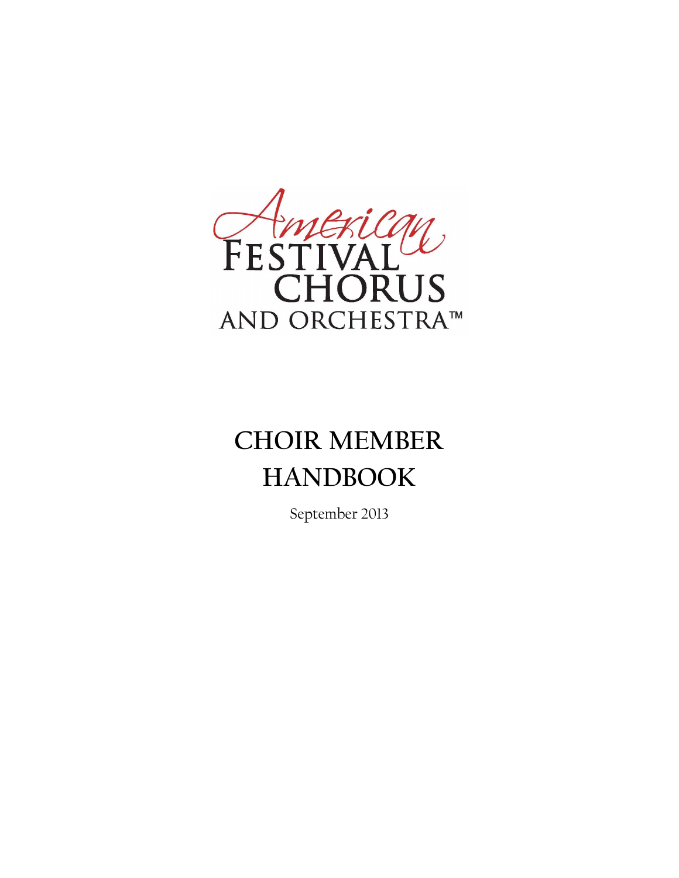American

FESTIVAL CHORUS AND ORCHESTRA™

# CHOIR MEMBER HANDBOOK

September 2013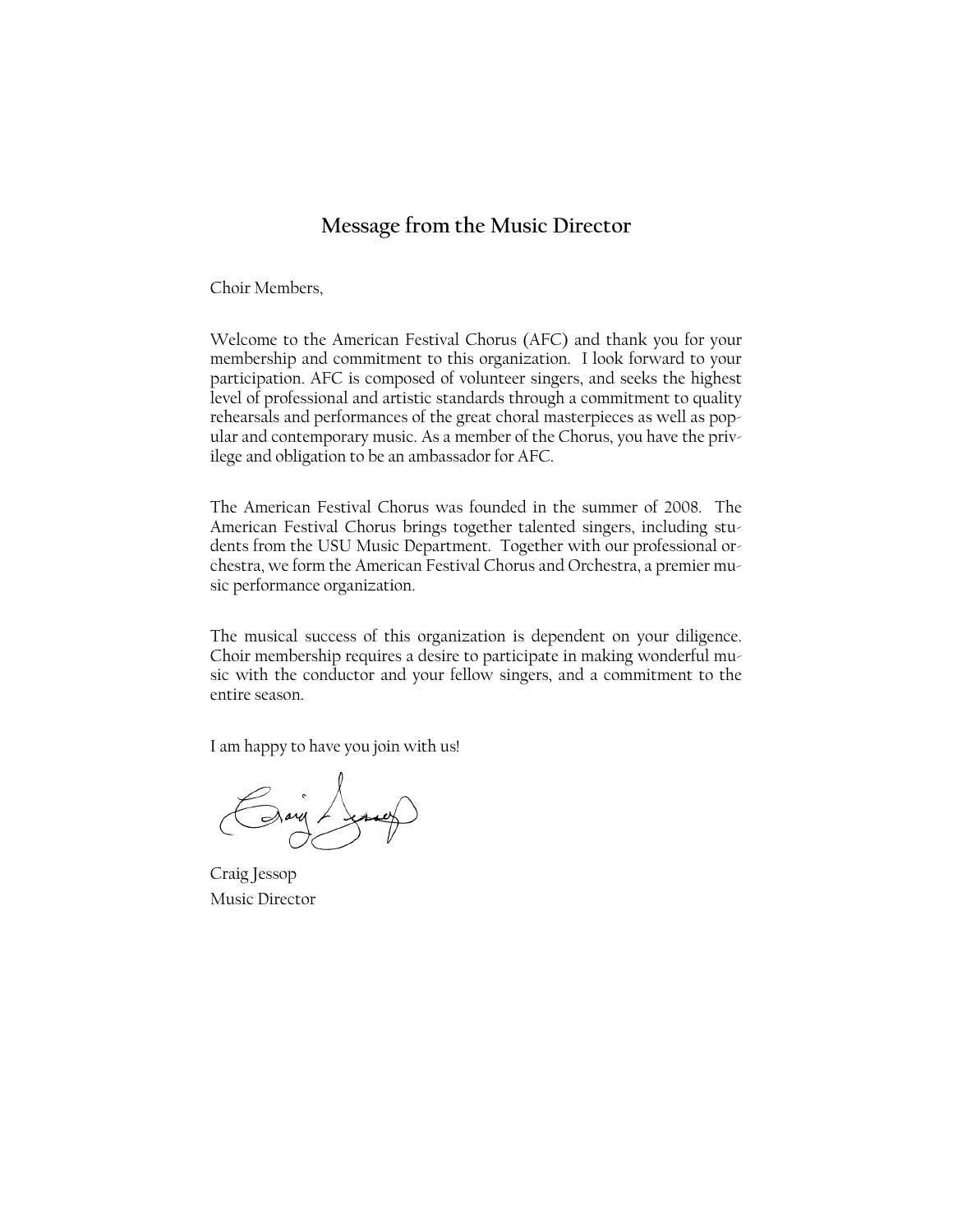## Message from the Music Director

Choir Members,

Welcome to the American Festival Chorus (AFC) and thank you for your membership and commitment to this organization. I look forward to your participation. AFC is composed of volunteer singers, and seeks the highest level of professional and artistic standards through a commitment to quality rehearsals and performances of the great choral masterpieces as well as popular and contemporary music. As a member of the Chorus, you have the privilege and obligation to be an ambassador for AFC.

The American Festival Chorus was founded in the summer of 2008. The American Festival Chorus brings together talented singers, including students from the USU Music Department. Together with our professional orchestra, we form the American Festival Chorus and Orchestra, a premier music performance organization.

The musical success of this organization is dependent on your diligence. Choir membership requires a desire to participate in making wonderful music with the conductor and your fellow singers, and a commitment to the entire season.

I am happy to have you join with us!

Craig Jessop
Music Director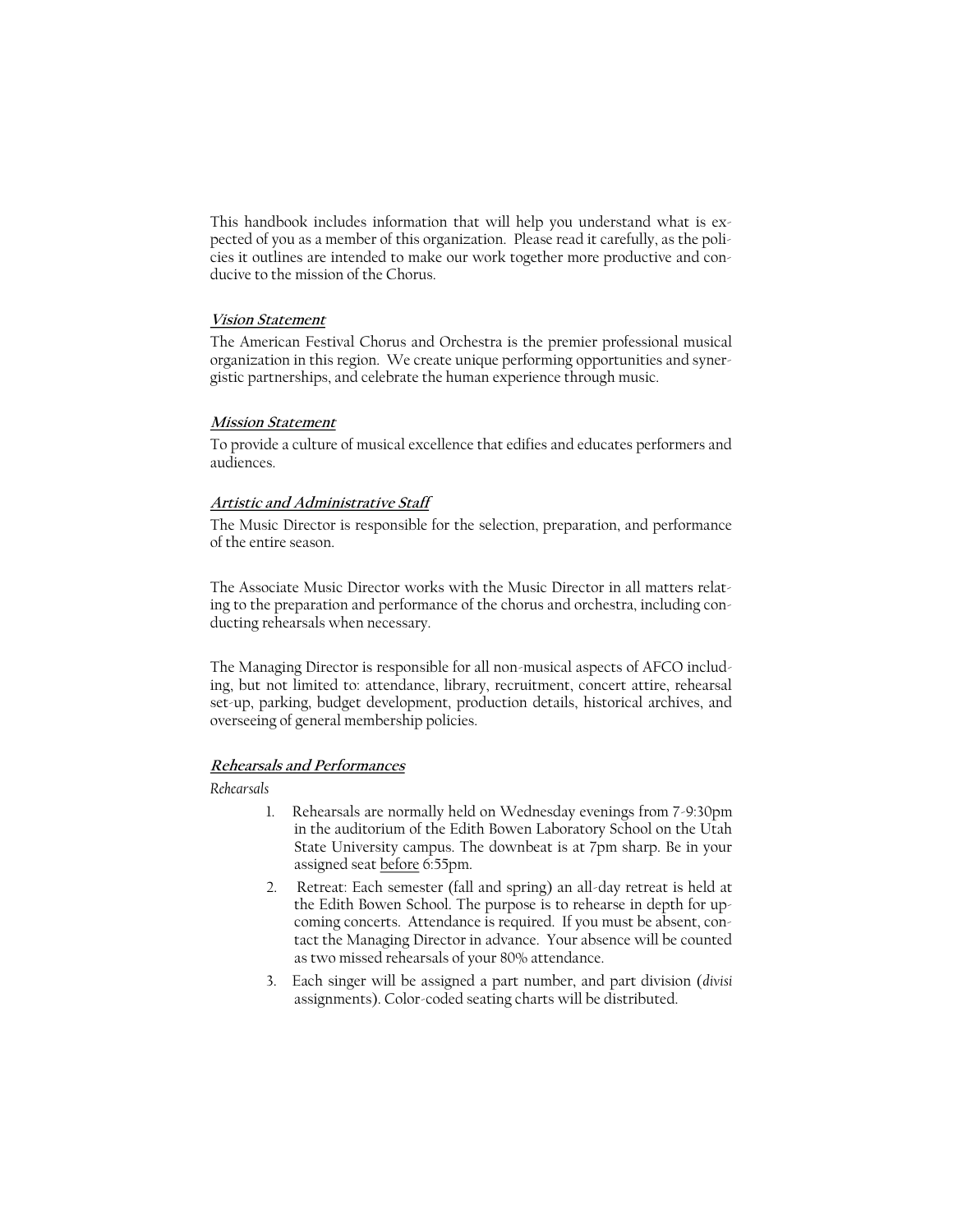This handbook includes information that will help you understand what is expected of you as a member of this organization. Please read it carefully, as the policies it outlines are intended to make our work together more productive and conducive to the mission of the Chorus.

### *Vision Statement*

The American Festival Chorus and Orchestra is the premier professional musical organization in this region. We create unique performing opportunities and synergistic partnerships, and celebrate the human experience through music.

### *Mission Statement*

To provide a culture of musical excellence that edifies and educates performers and audiences.

### *Artistic and Administrative Staff*

The Music Director is responsible for the selection, preparation, and performance of the entire season.

The Associate Music Director works with the Music Director in all matters relating to the preparation and performance of the chorus and orchestra, including conducting rehearsals when necessary.

The Managing Director is responsible for all non-musical aspects of AFCO including, but not limited to: attendance, library, recruitment, concert attire, rehearsal set-up, parking, budget development, production details, historical archives, and overseeing of general membership policies.

### *Rehearsals and Performances*

*Rehearsals*

1. Rehearsals are normally held on Wednesday evenings from 7-9:30pm in the auditorium of the Edith Bowen Laboratory School on the Utah State University campus. The downbeat is at 7pm sharp. Be in your assigned seat before 6:55pm.
2. Retreat: Each semester (fall and spring) an all-day retreat is held at the Edith Bowen School. The purpose is to rehearse in depth for upcoming concerts. Attendance is required. If you must be absent, contact the Managing Director in advance. Your absence will be counted as two missed rehearsals of your 80% attendance.
3. Each singer will be assigned a part number, and part division (*divisi* assignments). Color-coded seating charts will be distributed.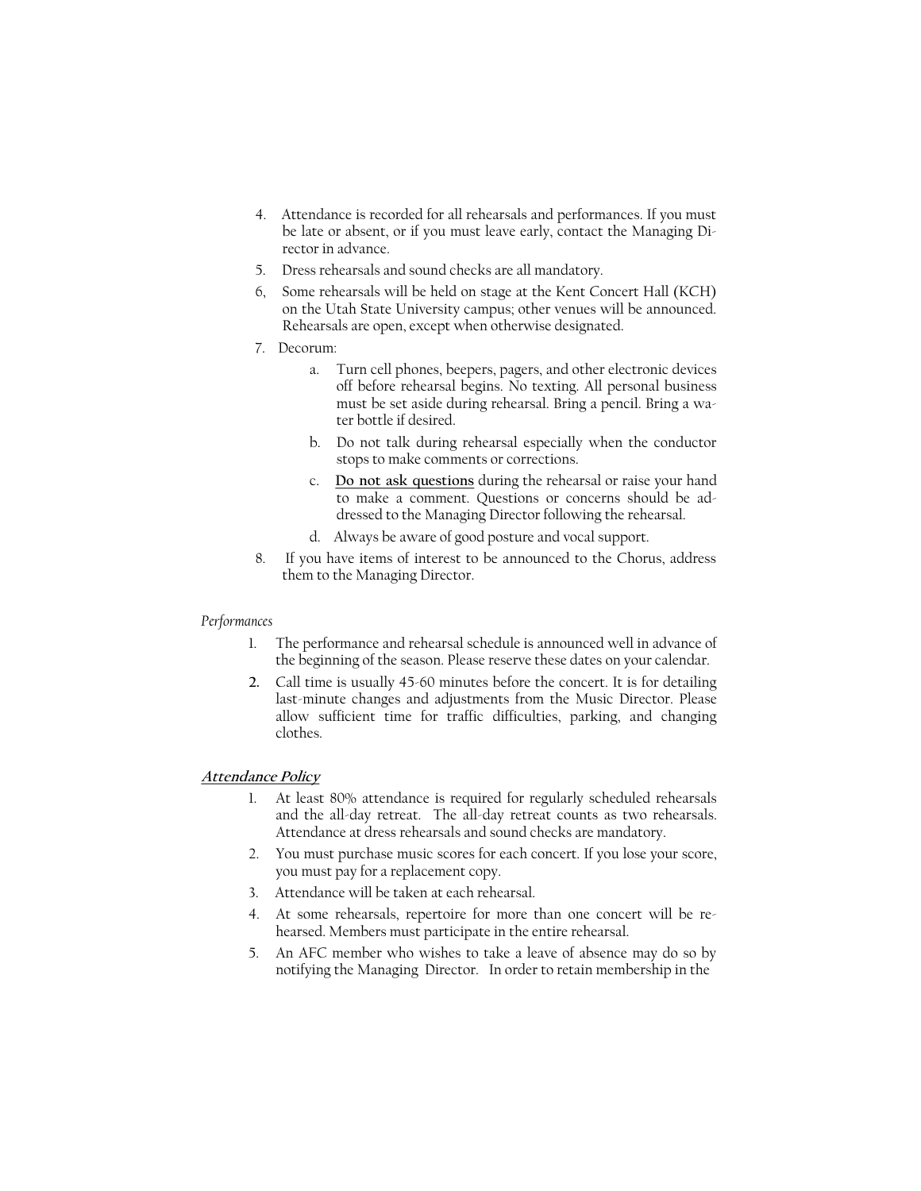4. Attendance is recorded for all rehearsals and performances. If you must be late or absent, or if you must leave early, contact the Managing Director in advance.
5. Dress rehearsals and sound checks are all mandatory.
6. Some rehearsals will be held on stage at the Kent Concert Hall (KCH) on the Utah State University campus; other venues will be announced. Rehearsals are open, except when otherwise designated.
7. Decorum:
    a. Turn cell phones, beepers, pagers, and other electronic devices off before rehearsal begins. No texting. All personal business must be set aside during rehearsal. Bring a pencil. Bring a water bottle if desired.
    b. Do not talk during rehearsal especially when the conductor stops to make comments or corrections.
    c. <u>**Do not ask questions**</u> during the rehearsal or raise your hand to make a comment. Questions or concerns should be addressed to the Managing Director following the rehearsal.
    d. Always be aware of good posture and vocal support.
8. If you have items of interest to be announced to the Chorus, address them to the Managing Director.

*Performances*

1. The performance and rehearsal schedule is announced well in advance of the beginning of the season. Please reserve these dates on your calendar.
2. Call time is usually 45-60 minutes before the concert. It is for detailing last-minute changes and adjustments from the Music Director. Please allow sufficient time for traffic difficulties, parking, and changing clothes.

## <u>***Attendance Policy***</u>

1. At least 80% attendance is required for regularly scheduled rehearsals and the all-day retreat. The all-day retreat counts as two rehearsals. Attendance at dress rehearsals and sound checks are mandatory.
2. You must purchase music scores for each concert. If you lose your score, you must pay for a replacement copy.
3. Attendance will be taken at each rehearsal.
4. At some rehearsals, repertoire for more than one concert will be rehearsed. Members must participate in the entire rehearsal.
5. An AFC member who wishes to take a leave of absence may do so by notifying the Managing Director. In order to retain membership in the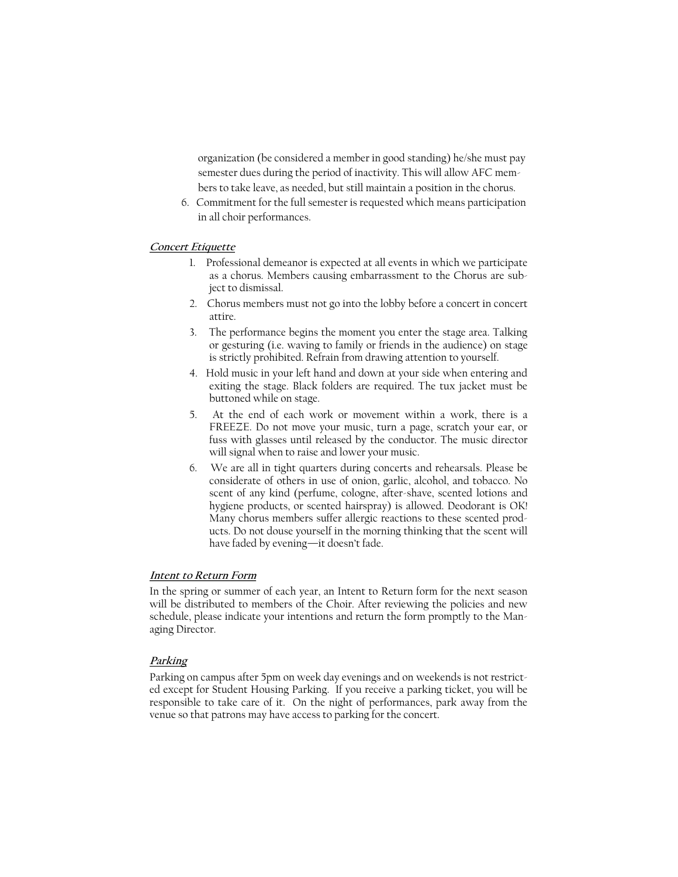organization (be considered a member in good standing) he/she must pay semester dues during the period of inactivity. This will allow AFC members to take leave, as needed, but still maintain a position in the chorus.

6. Commitment for the full semester is requested which means participation in all choir performances.

***Concert Etiquette***

1. Professional demeanor is expected at all events in which we participate as a chorus. Members causing embarrassment to the Chorus are subject to dismissal.
2. Chorus members must not go into the lobby before a concert in concert attire.
3. The performance begins the moment you enter the stage area. Talking or gesturing (i.e. waving to family or friends in the audience) on stage is strictly prohibited. Refrain from drawing attention to yourself.
4. Hold music in your left hand and down at your side when entering and exiting the stage. Black folders are required. The tux jacket must be buttoned while on stage.
5. At the end of each work or movement within a work, there is a FREEZE. Do not move your music, turn a page, scratch your ear, or fuss with glasses until released by the conductor. The music director will signal when to raise and lower your music.
6. We are all in tight quarters during concerts and rehearsals. Please be considerate of others in use of onion, garlic, alcohol, and tobacco. No scent of any kind (perfume, cologne, after-shave, scented lotions and hygiene products, or scented hairspray) is allowed. Deodorant is OK! Many chorus members suffer allergic reactions to these scented products. Do not douse yourself in the morning thinking that the scent will have faded by evening—it doesn't fade.

***Intent to Return Form***

In the spring or summer of each year, an Intent to Return form for the next season will be distributed to members of the Choir. After reviewing the policies and new schedule, please indicate your intentions and return the form promptly to the Managing Director.

***Parking***

Parking on campus after 5pm on week day evenings and on weekends is not restricted except for Student Housing Parking. If you receive a parking ticket, you will be responsible to take care of it. On the night of performances, park away from the venue so that patrons may have access to parking for the concert.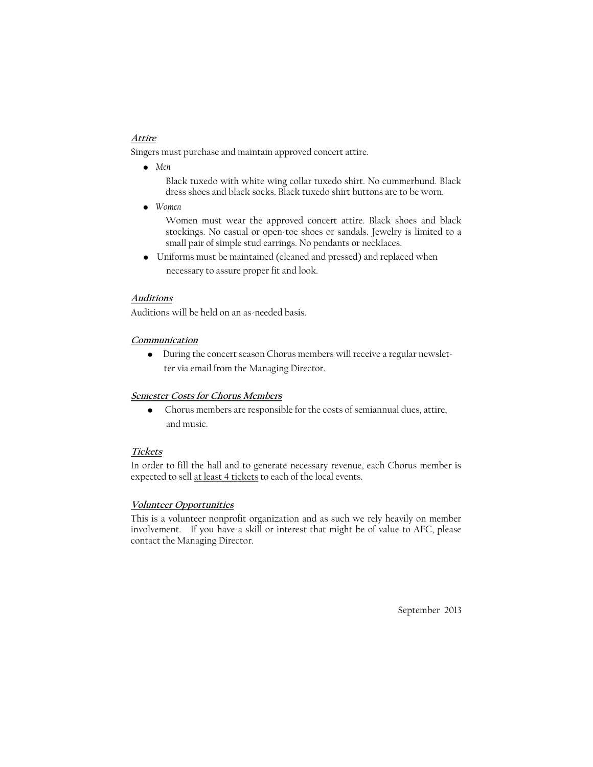***Attire***

Singers must purchase and maintain approved concert attire.

- *Men*

  Black tuxedo with white wing collar tuxedo shirt. No cummerbund. Black dress shoes and black socks. Black tuxedo shirt buttons are to be worn.

- *Women*

  Women must wear the approved concert attire. Black shoes and black stockings. No casual or open-toe shoes or sandals. Jewelry is limited to a small pair of simple stud earrings. No pendants or necklaces.

- Uniforms must be maintained (cleaned and pressed) and replaced when necessary to assure proper fit and look.

***Auditions***

Auditions will be held on an as-needed basis.

***Communication***

- During the concert season Chorus members will receive a regular newsletter via email from the Managing Director.

***Semester Costs for Chorus Members***

- Chorus members are responsible for the costs of semiannual dues, attire, and music.

***Tickets***

In order to fill the hall and to generate necessary revenue, each Chorus member is expected to sell <u>at least 4 tickets</u> to each of the local events.

***Volunteer Opportunities***

This is a volunteer nonprofit organization and as such we rely heavily on member involvement. If you have a skill or interest that might be of value to AFC, please contact the Managing Director.

September 2013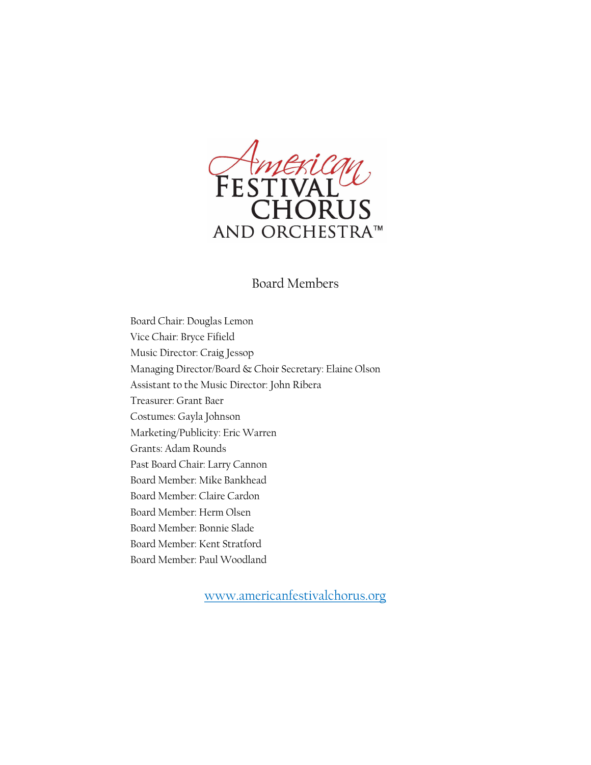American Festival Chorus and Orchestra™

## Board Members

Board Chair: Douglas Lemon
Vice Chair: Bryce Fifield
Music Director: Craig Jessop
Managing Director/Board & Choir Secretary: Elaine Olson
Assistant to the Music Director: John Ribera
Treasurer: Grant Baer
Costumes: Gayla Johnson
Marketing/Publicity: Eric Warren
Grants: Adam Rounds
Past Board Chair: Larry Cannon
Board Member: Mike Bankhead
Board Member: Claire Cardon
Board Member: Herm Olsen
Board Member: Bonnie Slade
Board Member: Kent Stratford
Board Member: Paul Woodland

www.americanfestivalchorus.org